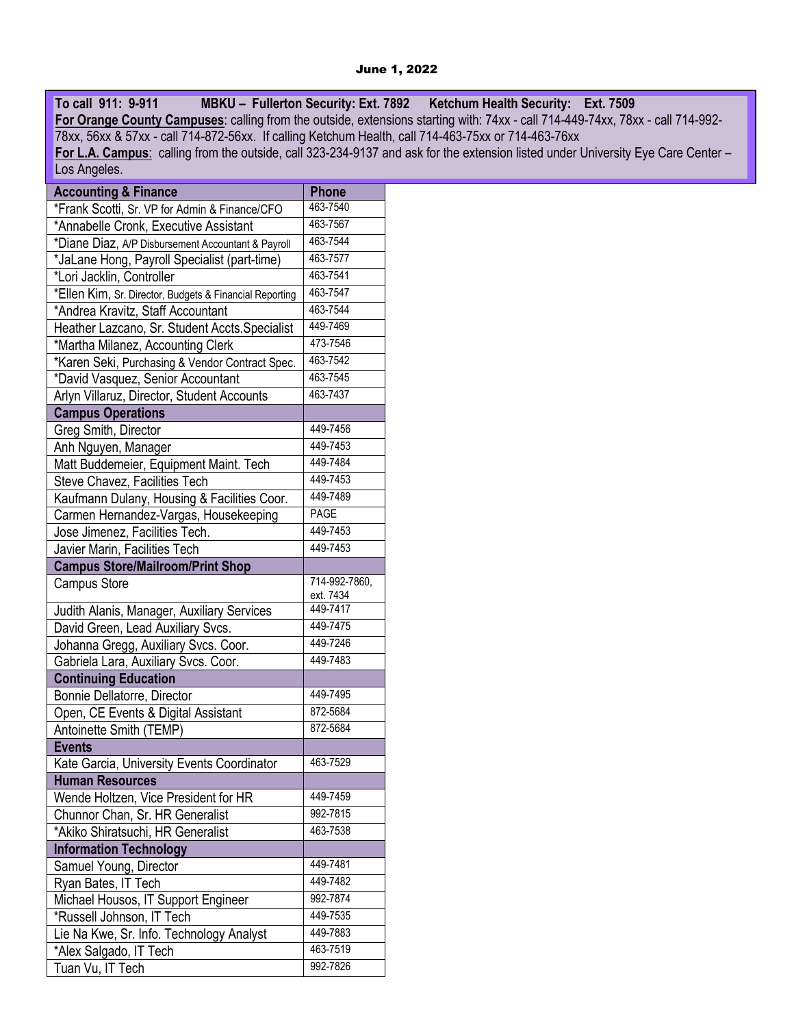June 1, 2022

**To call 911: 9-911 MBKU – Fullerton Security: Ext. 7892 Ketchum Health Security: Ext. 7509**
**For Orange County Campuses**: calling from the outside, extensions starting with: 74xx - call 714-449-74xx, 78xx - call 714-992-78xx, 56xx & 57xx - call 714-872-56xx. If calling Ketchum Health, call 714-463-75xx or 714-463-76xx
**For L.A. Campus**: calling from the outside, call 323-234-9137 and ask for the extension listed under University Eye Care Center – Los Angeles.

| Accounting & Finance | Phone |
|---|---|
| *Frank Scotti, Sr. VP for Admin & Finance/CFO | 463-7540 |
| *Annabelle Cronk, Executive Assistant | 463-7567 |
| *Diane Diaz, A/P Disbursement Accountant & Payroll | 463-7544 |
| *JaLane Hong, Payroll Specialist (part-time) | 463-7577 |
| *Lori Jacklin, Controller | 463-7541 |
| *Ellen Kim, Sr. Director, Budgets & Financial Reporting | 463-7547 |
| *Andrea Kravitz, Staff Accountant | 463-7544 |
| Heather Lazcano, Sr. Student Accts.Specialist | 449-7469 |
| *Martha Milanez, Accounting Clerk | 473-7546 |
| *Karen Seki, Purchasing & Vendor Contract Spec. | 463-7542 |
| *David Vasquez, Senior Accountant | 463-7545 |
| Arlyn Villaruz, Director, Student Accounts | 463-7437 |
| **Campus Operations** | |
| Greg Smith, Director | 449-7456 |
| Anh Nguyen, Manager | 449-7453 |
| Matt Buddemeier, Equipment Maint. Tech | 449-7484 |
| Steve Chavez, Facilities Tech | 449-7453 |
| Kaufmann Dulany, Housing & Facilities Coor. | 449-7489 |
| Carmen Hernandez-Vargas, Housekeeping | PAGE |
| Jose Jimenez, Facilities Tech. | 449-7453 |
| Javier Marin, Facilities Tech | 449-7453 |
| **Campus Store/Mailroom/Print Shop** | |
| Campus Store | 714-992-7860, ext. 7434 |
| Judith Alanis, Manager, Auxiliary Services | 449-7417 |
| David Green, Lead Auxiliary Svcs. | 449-7475 |
| Johanna Gregg, Auxiliary Svcs. Coor. | 449-7246 |
| Gabriela Lara, Auxiliary Svcs. Coor. | 449-7483 |
| **Continuing Education** | |
| Bonnie Dellatorre, Director | 449-7495 |
| Open, CE Events & Digital Assistant | 872-5684 |
| Antoinette Smith (TEMP) | 872-5684 |
| **Events** | |
| Kate Garcia, University Events Coordinator | 463-7529 |
| **Human Resources** | |
| Wende Holtzen, Vice President for HR | 449-7459 |
| Chunnor Chan, Sr. HR Generalist | 992-7815 |
| *Akiko Shiratsuchi, HR Generalist | 463-7538 |
| **Information Technology** | |
| Samuel Young, Director | 449-7481 |
| Ryan Bates, IT Tech | 449-7482 |
| Michael Housos, IT Support Engineer | 992-7874 |
| *Russell Johnson, IT Tech | 449-7535 |
| Lie Na Kwe, Sr. Info. Technology Analyst | 449-7883 |
| *Alex Salgado, IT Tech | 463-7519 |
| Tuan Vu, IT Tech | 992-7826 |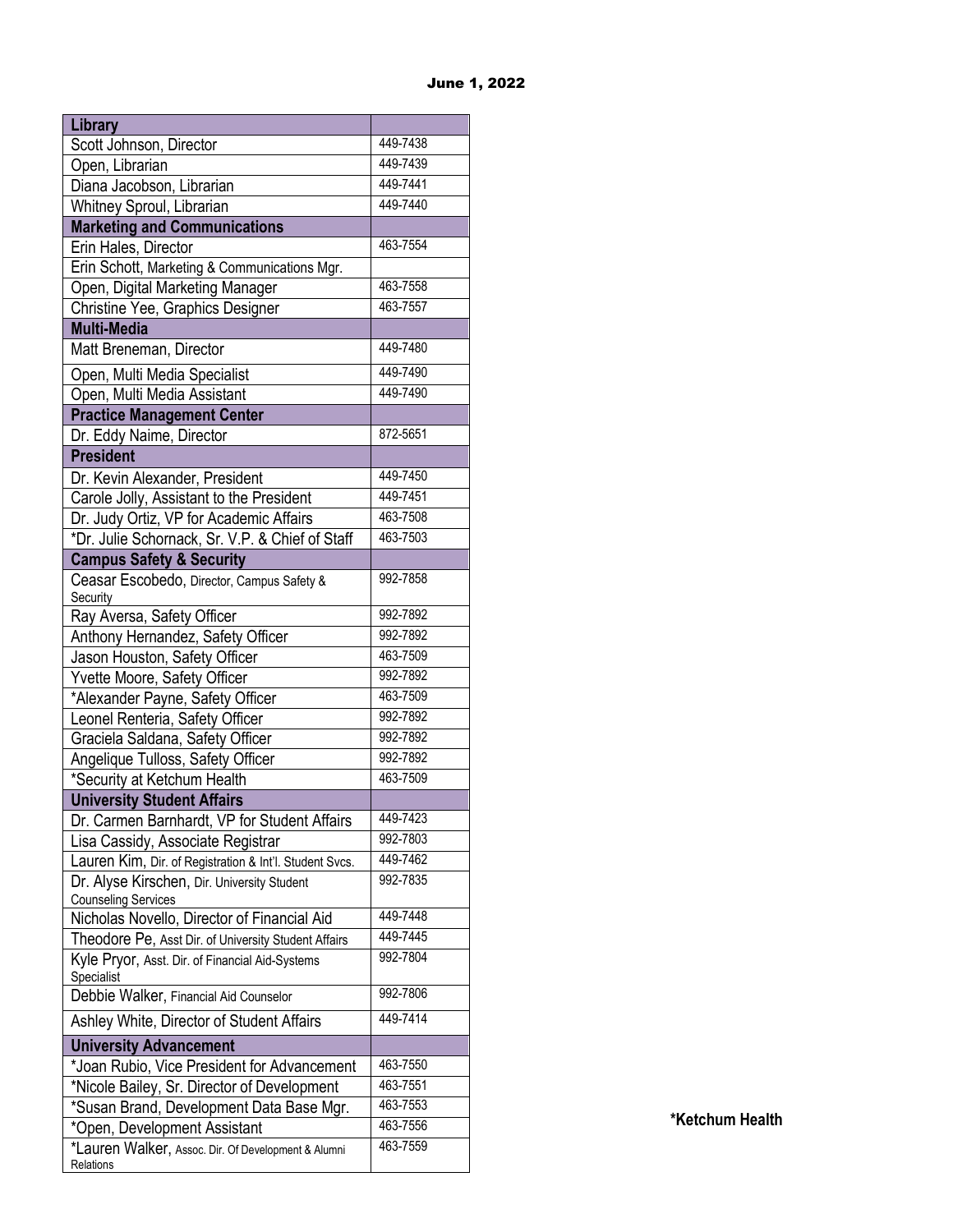June 1, 2022

| Library | |
|---|---|
| Scott Johnson, Director | 449-7438 |
| Open, Librarian | 449-7439 |
| Diana Jacobson, Librarian | 449-7441 |
| Whitney Sproul, Librarian | 449-7440 |
| **Marketing and Communications** | |
| Erin Hales, Director | 463-7554 |
| Erin Schott, Marketing & Communications Mgr. | |
| Open, Digital Marketing Manager | 463-7558 |
| Christine Yee, Graphics Designer | 463-7557 |
| **Multi-Media** | |
| Matt Breneman, Director | 449-7480 |
| Open, Multi Media Specialist | 449-7490 |
| Open, Multi Media Assistant | 449-7490 |
| **Practice Management Center** | |
| Dr. Eddy Naime, Director | 872-5651 |
| **President** | |
| Dr. Kevin Alexander, President | 449-7450 |
| Carole Jolly, Assistant to the President | 449-7451 |
| Dr. Judy Ortiz, VP for Academic Affairs | 463-7508 |
| *Dr. Julie Schornack, Sr. V.P. & Chief of Staff | 463-7503 |
| **Campus Safety & Security** | |
| Ceasar Escobedo, Director, Campus Safety & Security | 992-7858 |
| Ray Aversa, Safety Officer | 992-7892 |
| Anthony Hernandez, Safety Officer | 992-7892 |
| Jason Houston, Safety Officer | 463-7509 |
| Yvette Moore, Safety Officer | 992-7892 |
| *Alexander Payne, Safety Officer | 463-7509 |
| Leonel Renteria, Safety Officer | 992-7892 |
| Graciela Saldana, Safety Officer | 992-7892 |
| Angelique Tulloss, Safety Officer | 992-7892 |
| *Security at Ketchum Health | 463-7509 |
| **University Student Affairs** | |
| Dr. Carmen Barnhardt, VP for Student Affairs | 449-7423 |
| Lisa Cassidy, Associate Registrar | 992-7803 |
| Lauren Kim, Dir. of Registration & Int'l. Student Svcs. | 449-7462 |
| Dr. Alyse Kirschen, Dir. University Student Counseling Services | 992-7835 |
| Nicholas Novello, Director of Financial Aid | 449-7448 |
| Theodore Pe, Asst Dir. of University Student Affairs | 449-7445 |
| Kyle Pryor, Asst. Dir. of Financial Aid-Systems Specialist | 992-7804 |
| Debbie Walker, Financial Aid Counselor | 992-7806 |
| Ashley White, Director of Student Affairs | 449-7414 |
| **University Advancement** | |
| *Joan Rubio, Vice President for Advancement | 463-7550 |
| *Nicole Bailey, Sr. Director of Development | 463-7551 |
| *Susan Brand, Development Data Base Mgr. | 463-7553 |
| *Open, Development Assistant | 463-7556 |
| *Lauren Walker, Assoc. Dir. Of Development & Alumni Relations | 463-7559 |

***Ketchum Health**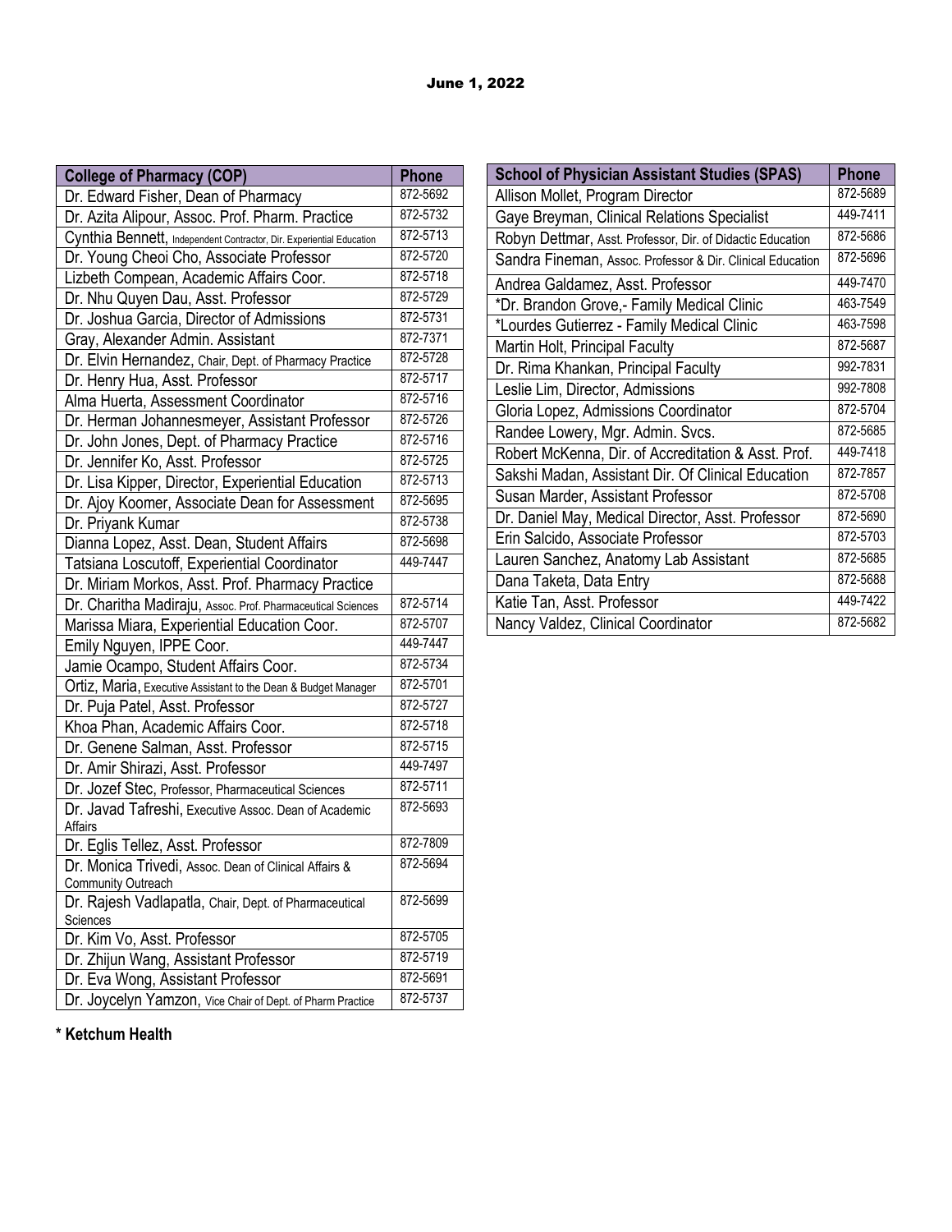June 1, 2022

| College of Pharmacy (COP) | Phone |
|---|---|
| Dr. Edward Fisher, Dean of Pharmacy | 872-5692 |
| Dr. Azita Alipour, Assoc. Prof. Pharm. Practice | 872-5732 |
| Cynthia Bennett, Independent Contractor, Dir. Experiential Education | 872-5713 |
| Dr. Young Cheoi Cho, Associate Professor | 872-5720 |
| Lizbeth Compean, Academic Affairs Coor. | 872-5718 |
| Dr. Nhu Quyen Dau, Asst. Professor | 872-5729 |
| Dr. Joshua Garcia, Director of Admissions | 872-5731 |
| Gray, Alexander Admin. Assistant | 872-7371 |
| Dr. Elvin Hernandez, Chair, Dept. of Pharmacy Practice | 872-5728 |
| Dr. Henry Hua, Asst. Professor | 872-5717 |
| Alma Huerta, Assessment Coordinator | 872-5716 |
| Dr. Herman Johannesmeyer, Assistant Professor | 872-5726 |
| Dr. John Jones, Dept. of Pharmacy Practice | 872-5716 |
| Dr. Jennifer Ko, Asst. Professor | 872-5725 |
| Dr. Lisa Kipper, Director, Experiential Education | 872-5713 |
| Dr. Ajoy Koomer, Associate Dean for Assessment | 872-5695 |
| Dr. Priyank Kumar | 872-5738 |
| Dianna Lopez, Asst. Dean, Student Affairs | 872-5698 |
| Tatsiana Loscutoff, Experiential Coordinator | 449-7447 |
| Dr. Miriam Morkos, Asst. Prof. Pharmacy Practice | |
| Dr. Charitha Madiraju, Assoc. Prof. Pharmaceutical Sciences | 872-5714 |
| Marissa Miara, Experiential Education Coor. | 872-5707 |
| Emily Nguyen, IPPE Coor. | 449-7447 |
| Jamie Ocampo, Student Affairs Coor. | 872-5734 |
| Ortiz, Maria, Executive Assistant to the Dean & Budget Manager | 872-5701 |
| Dr. Puja Patel, Asst. Professor | 872-5727 |
| Khoa Phan, Academic Affairs Coor. | 872-5718 |
| Dr. Genene Salman, Asst. Professor | 872-5715 |
| Dr. Amir Shirazi, Asst. Professor | 449-7497 |
| Dr. Jozef Stec, Professor, Pharmaceutical Sciences | 872-5711 |
| Dr. Javad Tafreshi, Executive Assoc. Dean of Academic Affairs | 872-5693 |
| Dr. Eglis Tellez, Asst. Professor | 872-7809 |
| Dr. Monica Trivedi, Assoc. Dean of Clinical Affairs & Community Outreach | 872-5694 |
| Dr. Rajesh Vadlapatla, Chair, Dept. of Pharmaceutical Sciences | 872-5699 |
| Dr. Kim Vo, Asst. Professor | 872-5705 |
| Dr. Zhijun Wang, Assistant Professor | 872-5719 |
| Dr. Eva Wong, Assistant Professor | 872-5691 |
| Dr. Joycelyn Yamzon, Vice Chair of Dept. of Pharm Practice | 872-5737 |

\* Ketchum Health

| School of Physician Assistant Studies (SPAS) | Phone |
|---|---|
| Allison Mollet, Program Director | 872-5689 |
| Gaye Breyman, Clinical Relations Specialist | 449-7411 |
| Robyn Dettmar, Asst. Professor, Dir. of Didactic Education | 872-5686 |
| Sandra Fineman, Assoc. Professor & Dir. Clinical Education | 872-5696 |
| Andrea Galdamez, Asst. Professor | 449-7470 |
| *Dr. Brandon Grove,- Family Medical Clinic | 463-7549 |
| *Lourdes Gutierrez - Family Medical Clinic | 463-7598 |
| Martin Holt, Principal Faculty | 872-5687 |
| Dr. Rima Khankan, Principal Faculty | 992-7831 |
| Leslie Lim, Director, Admissions | 992-7808 |
| Gloria Lopez, Admissions Coordinator | 872-5704 |
| Randee Lowery, Mgr. Admin. Svcs. | 872-5685 |
| Robert McKenna, Dir. of Accreditation & Asst. Prof. | 449-7418 |
| Sakshi Madan, Assistant Dir. Of Clinical Education | 872-7857 |
| Susan Marder, Assistant Professor | 872-5708 |
| Dr. Daniel May, Medical Director, Asst. Professor | 872-5690 |
| Erin Salcido, Associate Professor | 872-5703 |
| Lauren Sanchez, Anatomy Lab Assistant | 872-5685 |
| Dana Taketa, Data Entry | 872-5688 |
| Katie Tan, Asst. Professor | 449-7422 |
| Nancy Valdez, Clinical Coordinator | 872-5682 |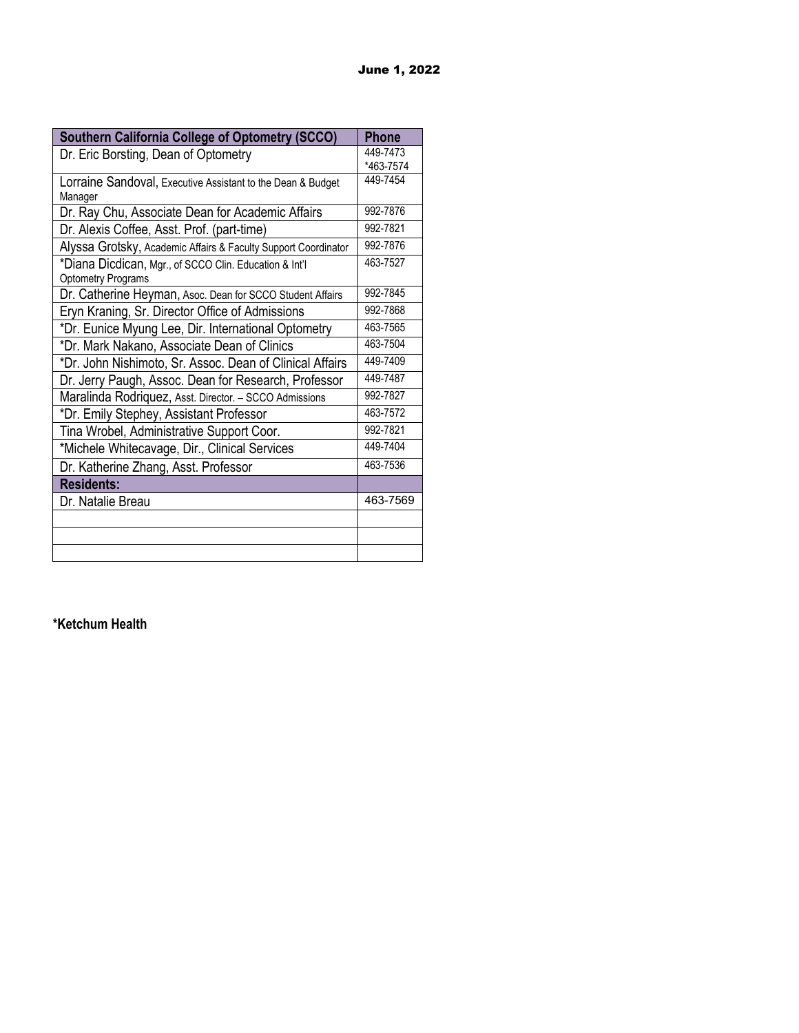June 1, 2022

| Southern California College of Optometry (SCCO) | Phone |
|---|---|
| Dr. Eric Borsting, Dean of Optometry | 449-7473<br>*463-7574 |
| Lorraine Sandoval, Executive Assistant to the Dean & Budget Manager | 449-7454 |
| Dr. Ray Chu, Associate Dean for Academic Affairs | 992-7876 |
| Dr. Alexis Coffee, Asst. Prof. (part-time) | 992-7821 |
| Alyssa Grotsky, Academic Affairs & Faculty Support Coordinator | 992-7876 |
| *Diana Dicdican, Mgr., of SCCO Clin. Education & Int'l Optometry Programs | 463-7527 |
| Dr. Catherine Heyman, Asoc. Dean for SCCO Student Affairs | 992-7845 |
| Eryn Kraning, Sr. Director Office of Admissions | 992-7868 |
| *Dr. Eunice Myung Lee, Dir. International Optometry | 463-7565 |
| *Dr. Mark Nakano, Associate Dean of Clinics | 463-7504 |
| *Dr. John Nishimoto, Sr. Assoc. Dean of Clinical Affairs | 449-7409 |
| Dr. Jerry Paugh, Assoc. Dean for Research, Professor | 449-7487 |
| Maralinda Rodriquez, Asst. Director. – SCCO Admissions | 992-7827 |
| *Dr. Emily Stephey, Assistant Professor | 463-7572 |
| Tina Wrobel, Administrative Support Coor. | 992-7821 |
| *Michele Whitecavage, Dir., Clinical Services | 449-7404 |
| Dr. Katherine Zhang, Asst. Professor | 463-7536 |
| **Residents:** | |
| Dr. Natalie Breau | 463-7569 |
| | |
| | |
| | |

**\*Ketchum Health**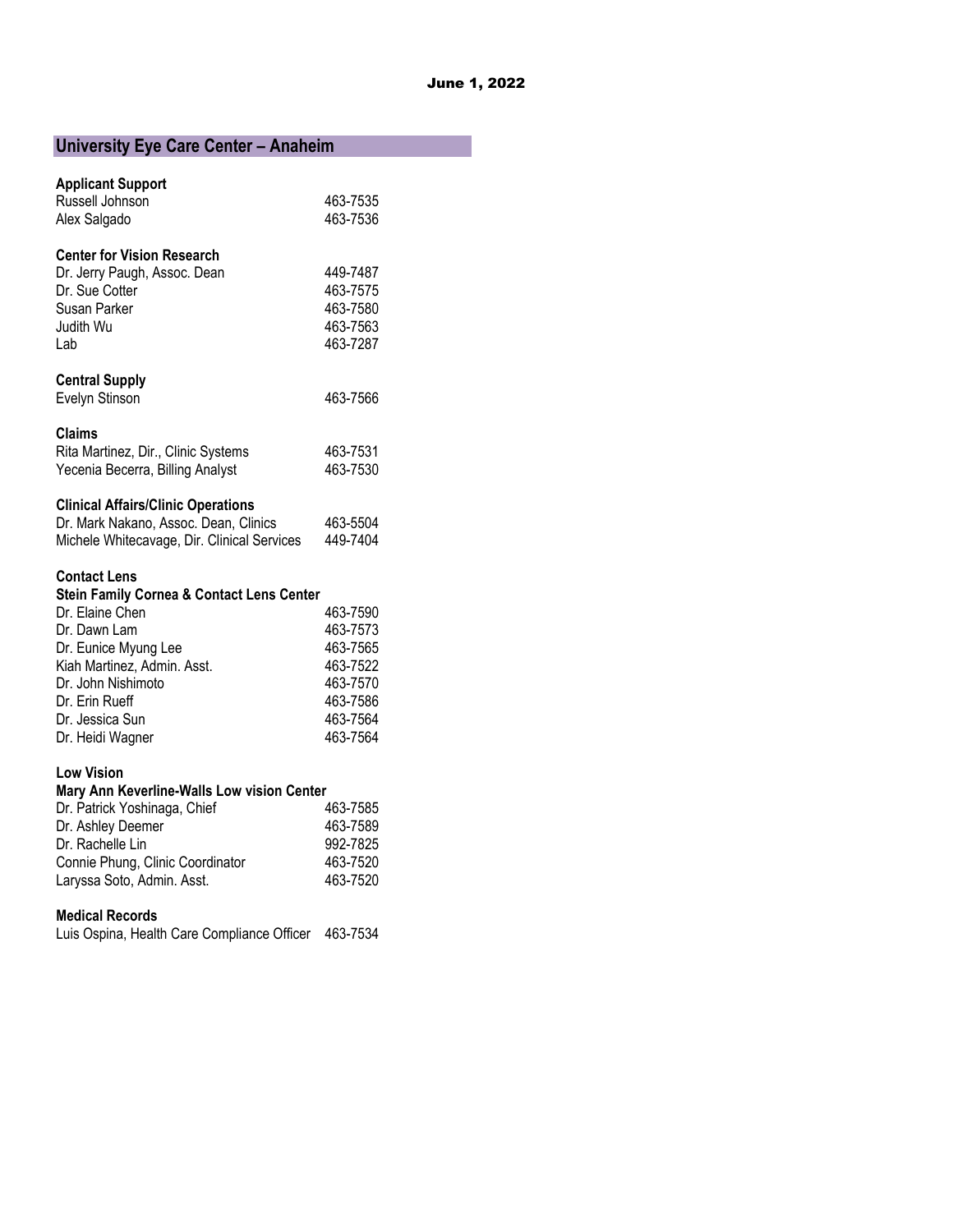June 1, 2022

## University Eye Care Center – Anaheim

**Applicant Support**

| | |
|---|---|
| Russell Johnson | 463-7535 |
| Alex Salgado | 463-7536 |

**Center for Vision Research**

| | |
|---|---|
| Dr. Jerry Paugh, Assoc. Dean | 449-7487 |
| Dr. Sue Cotter | 463-7575 |
| Susan Parker | 463-7580 |
| Judith Wu | 463-7563 |
| Lab | 463-7287 |

**Central Supply**

| | |
|---|---|
| Evelyn Stinson | 463-7566 |

**Claims**

| | |
|---|---|
| Rita Martinez, Dir., Clinic Systems | 463-7531 |
| Yecenia Becerra, Billing Analyst | 463-7530 |

**Clinical Affairs/Clinic Operations**

| | |
|---|---|
| Dr. Mark Nakano, Assoc. Dean, Clinics | 463-5504 |
| Michele Whitecavage, Dir. Clinical Services | 449-7404 |

**Contact Lens**

**Stein Family Cornea & Contact Lens Center**

| | |
|---|---|
| Dr. Elaine Chen | 463-7590 |
| Dr. Dawn Lam | 463-7573 |
| Dr. Eunice Myung Lee | 463-7565 |
| Kiah Martinez, Admin. Asst. | 463-7522 |
| Dr. John Nishimoto | 463-7570 |
| Dr. Erin Rueff | 463-7586 |
| Dr. Jessica Sun | 463-7564 |
| Dr. Heidi Wagner | 463-7564 |

**Low Vision**

**Mary Ann Keverline-Walls Low vision Center**

| | |
|---|---|
| Dr. Patrick Yoshinaga, Chief | 463-7585 |
| Dr. Ashley Deemer | 463-7589 |
| Dr. Rachelle Lin | 992-7825 |
| Connie Phung, Clinic Coordinator | 463-7520 |
| Laryssa Soto, Admin. Asst. | 463-7520 |

**Medical Records**

| | |
|---|---|
| Luis Ospina, Health Care Compliance Officer | 463-7534 |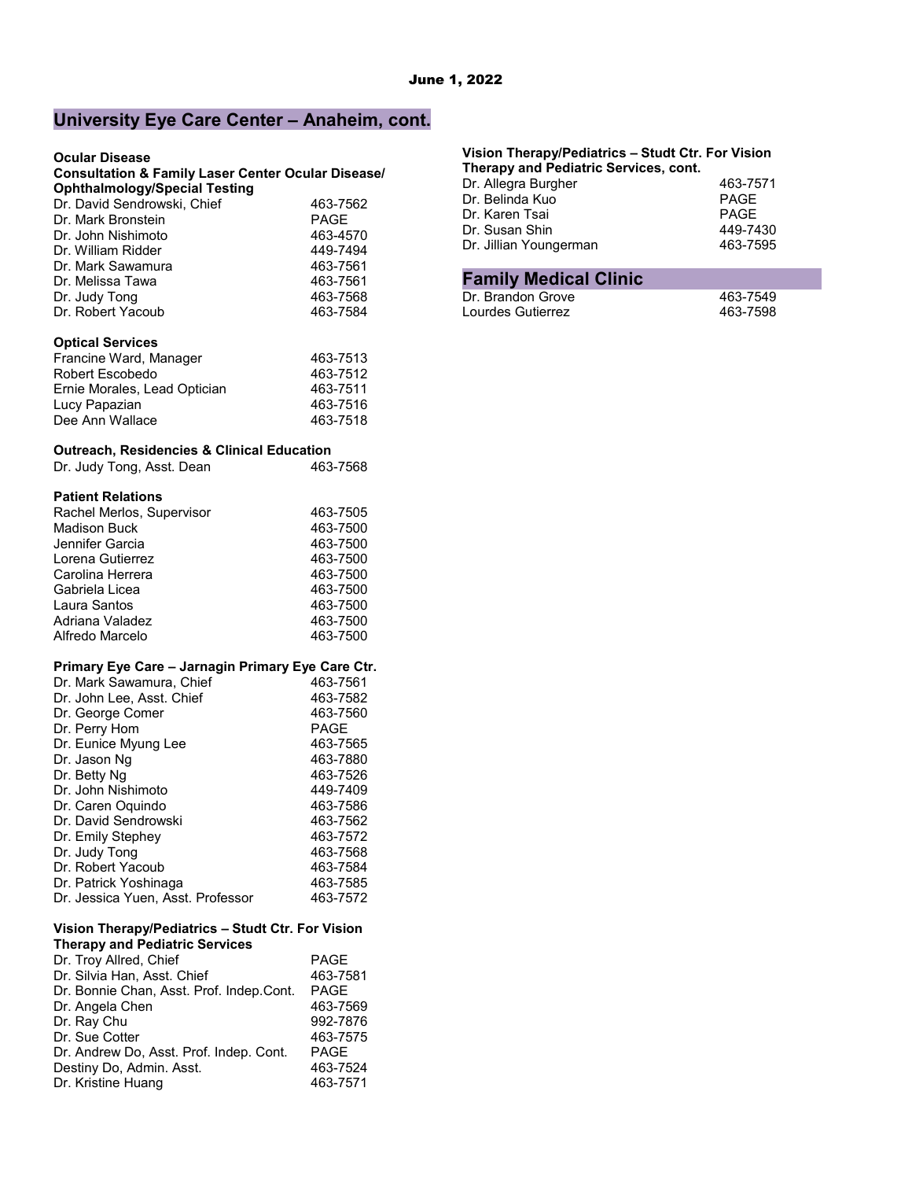June 1, 2022

## University Eye Care Center – Anaheim, cont.

**Ocular Disease**
**Consultation & Family Laser Center Ocular Disease/ Ophthalmology/Special Testing**

| | |
|---|---|
| Dr. David Sendrowski, Chief | 463-7562 |
| Dr. Mark Bronstein | PAGE |
| Dr. John Nishimoto | 463-4570 |
| Dr. William Ridder | 449-7494 |
| Dr. Mark Sawamura | 463-7561 |
| Dr. Melissa Tawa | 463-7561 |
| Dr. Judy Tong | 463-7568 |
| Dr. Robert Yacoub | 463-7584 |

**Optical Services**

| | |
|---|---|
| Francine Ward, Manager | 463-7513 |
| Robert Escobedo | 463-7512 |
| Ernie Morales, Lead Optician | 463-7511 |
| Lucy Papazian | 463-7516 |
| Dee Ann Wallace | 463-7518 |

**Outreach, Residencies & Clinical Education**

| | |
|---|---|
| Dr. Judy Tong, Asst. Dean | 463-7568 |

**Patient Relations**

| | |
|---|---|
| Rachel Merlos, Supervisor | 463-7505 |
| Madison Buck | 463-7500 |
| Jennifer Garcia | 463-7500 |
| Lorena Gutierrez | 463-7500 |
| Carolina Herrera | 463-7500 |
| Gabriela Licea | 463-7500 |
| Laura Santos | 463-7500 |
| Adriana Valadez | 463-7500 |
| Alfredo Marcelo | 463-7500 |

**Primary Eye Care – Jarnagin Primary Eye Care Ctr.**

| | |
|---|---|
| Dr. Mark Sawamura, Chief | 463-7561 |
| Dr. John Lee, Asst. Chief | 463-7582 |
| Dr. George Comer | 463-7560 |
| Dr. Perry Hom | PAGE |
| Dr. Eunice Myung Lee | 463-7565 |
| Dr. Jason Ng | 463-7880 |
| Dr. Betty Ng | 463-7526 |
| Dr. John Nishimoto | 449-7409 |
| Dr. Caren Oquindo | 463-7586 |
| Dr. David Sendrowski | 463-7562 |
| Dr. Emily Stephey | 463-7572 |
| Dr. Judy Tong | 463-7568 |
| Dr. Robert Yacoub | 463-7584 |
| Dr. Patrick Yoshinaga | 463-7585 |
| Dr. Jessica Yuen, Asst. Professor | 463-7572 |

**Vision Therapy/Pediatrics – Studt Ctr. For Vision Therapy and Pediatric Services**

| | |
|---|---|
| Dr. Troy Allred, Chief | PAGE |
| Dr. Silvia Han, Asst. Chief | 463-7581 |
| Dr. Bonnie Chan, Asst. Prof. Indep.Cont. | PAGE |
| Dr. Angela Chen | 463-7569 |
| Dr. Ray Chu | 992-7876 |
| Dr. Sue Cotter | 463-7575 |
| Dr. Andrew Do, Asst. Prof. Indep. Cont. | PAGE |
| Destiny Do, Admin. Asst. | 463-7524 |
| Dr. Kristine Huang | 463-7571 |

**Vision Therapy/Pediatrics – Studt Ctr. For Vision Therapy and Pediatric Services, cont.**

| | |
|---|---|
| Dr. Allegra Burgher | 463-7571 |
| Dr. Belinda Kuo | PAGE |
| Dr. Karen Tsai | PAGE |
| Dr. Susan Shin | 449-7430 |
| Dr. Jillian Youngerman | 463-7595 |

## Family Medical Clinic

| | |
|---|---|
| Dr. Brandon Grove | 463-7549 |
| Lourdes Gutierrez | 463-7598 |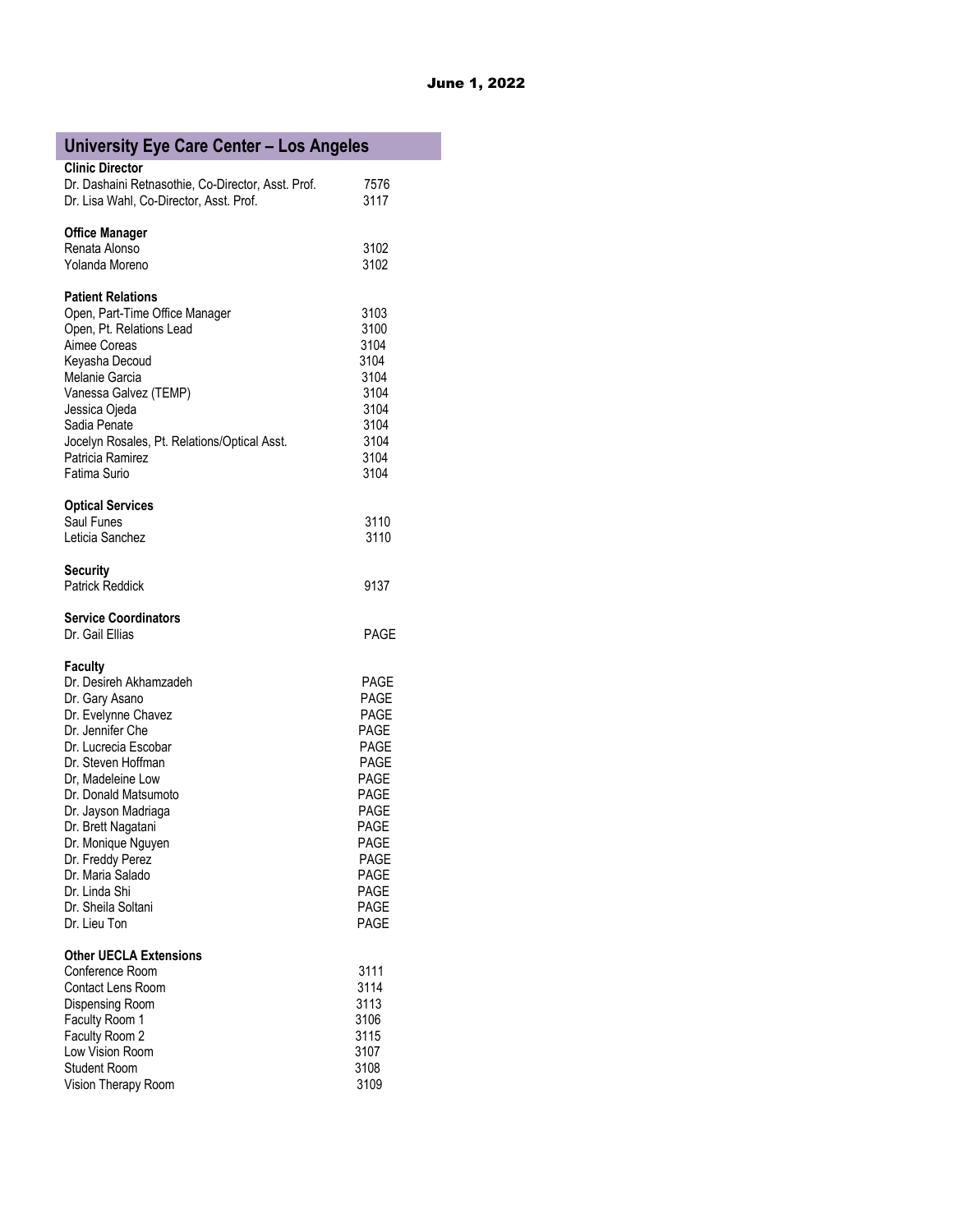June 1, 2022

## University Eye Care Center – Los Angeles

| Name | Extension |
|---|---|
| **Clinic Director** | |
| Dr. Dashaini Retnasothie, Co-Director, Asst. Prof. | 7576 |
| Dr. Lisa Wahl, Co-Director, Asst. Prof. | 3117 |
| **Office Manager** | |
| Renata Alonso | 3102 |
| Yolanda Moreno | 3102 |
| **Patient Relations** | |
| Open, Part-Time Office Manager | 3103 |
| Open, Pt. Relations Lead | 3100 |
| Aimee Coreas | 3104 |
| Keyasha Decoud | 3104 |
| Melanie Garcia | 3104 |
| Vanessa Galvez (TEMP) | 3104 |
| Jessica Ojeda | 3104 |
| Sadia Penate | 3104 |
| Jocelyn Rosales, Pt. Relations/Optical Asst. | 3104 |
| Patricia Ramirez | 3104 |
| Fatima Surio | 3104 |
| **Optical Services** | |
| Saul Funes | 3110 |
| Leticia Sanchez | 3110 |
| **Security** | |
| Patrick Reddick | 9137 |
| **Service Coordinators** | |
| Dr. Gail Ellias | PAGE |
| **Faculty** | |
| Dr. Desireh Akhamzadeh | PAGE |
| Dr. Gary Asano | PAGE |
| Dr. Evelynne Chavez | PAGE |
| Dr. Jennifer Che | PAGE |
| Dr. Lucrecia Escobar | PAGE |
| Dr. Steven Hoffman | PAGE |
| Dr, Madeleine Low | PAGE |
| Dr. Donald Matsumoto | PAGE |
| Dr. Jayson Madriaga | PAGE |
| Dr. Brett Nagatani | PAGE |
| Dr. Monique Nguyen | PAGE |
| Dr. Freddy Perez | PAGE |
| Dr. Maria Salado | PAGE |
| Dr. Linda Shi | PAGE |
| Dr. Sheila Soltani | PAGE |
| Dr. Lieu Ton | PAGE |
| **Other UECLA Extensions** | |
| Conference Room | 3111 |
| Contact Lens Room | 3114 |
| Dispensing Room | 3113 |
| Faculty Room 1 | 3106 |
| Faculty Room 2 | 3115 |
| Low Vision Room | 3107 |
| Student Room | 3108 |
| Vision Therapy Room | 3109 |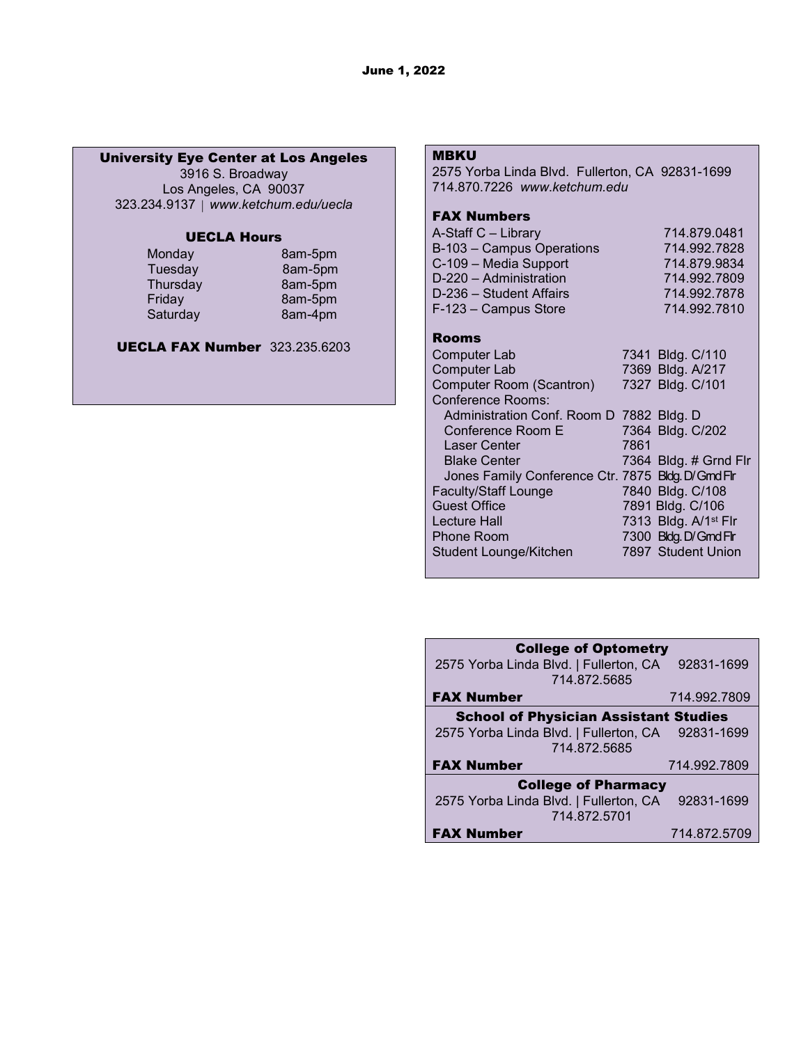June 1, 2022

## University Eye Center at Los Angeles

3916 S. Broadway
Los Angeles, CA 90037
323.234.9137 | *www.ketchum.edu/uecla*

### UECLA Hours

| Day | Hours |
|---|---|
| Monday | 8am-5pm |
| Tuesday | 8am-5pm |
| Thursday | 8am-5pm |
| Friday | 8am-5pm |
| Saturday | 8am-4pm |

**UECLA FAX Number** 323.235.6203

## MBKU

2575 Yorba Linda Blvd. Fullerton, CA 92831-1699
714.870.7226 *www.ketchum.edu*

### FAX Numbers

| Location | FAX |
|---|---|
| A-Staff C – Library | 714.879.0481 |
| B-103 – Campus Operations | 714.992.7828 |
| C-109 – Media Support | 714.879.9834 |
| D-220 – Administration | 714.992.7809 |
| D-236 – Student Affairs | 714.992.7878 |
| F-123 – Campus Store | 714.992.7810 |

### Rooms

| Room | Ext. | Location |
|---|---|---|
| Computer Lab | 7341 | Bldg. C/110 |
| Computer Lab | 7369 | Bldg. A/217 |
| Computer Room (Scantron) | 7327 | Bldg. C/101 |
| Conference Rooms: | | |
| Administration Conf. Room D | 7882 | Bldg. D |
| Conference Room E | 7364 | Bldg. C/202 |
| Laser Center | 7861 | |
| Blake Center | 7364 | Bldg. # Grnd Flr |
| Jones Family Conference Ctr. | 7875 | Bldg. D/Grnd Flr |
| Faculty/Staff Lounge | 7840 | Bldg. C/108 |
| Guest Office | 7891 | Bldg. C/106 |
| Lecture Hall | 7313 | Bldg. A/1st Flr |
| Phone Room | 7300 | Bldg. D/Grnd Flr |
| Student Lounge/Kitchen | 7897 | Student Union |

## College of Optometry

2575 Yorba Linda Blvd. | Fullerton, CA 92831-1699
714.872.5685

**FAX Number** 714.992.7809

## School of Physician Assistant Studies

2575 Yorba Linda Blvd. | Fullerton, CA 92831-1699
714.872.5685

**FAX Number** 714.992.7809

## College of Pharmacy

2575 Yorba Linda Blvd. | Fullerton, CA 92831-1699
714.872.5701

**FAX Number** 714.872.5709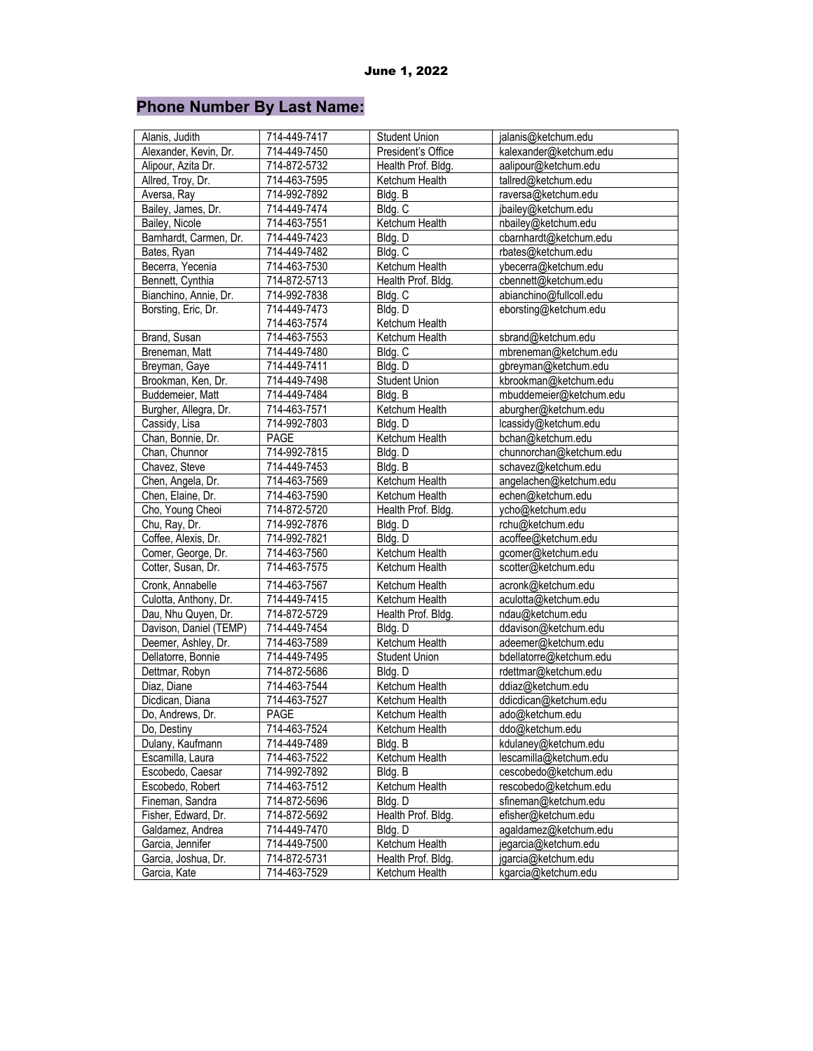June 1, 2022

## Phone Number By Last Name:

| | | | |
|---|---|---|---|
| Alanis, Judith | 714-449-7417 | Student Union | jalanis@ketchum.edu |
| Alexander, Kevin, Dr. | 714-449-7450 | President's Office | kalexander@ketchum.edu |
| Alipour, Azita Dr. | 714-872-5732 | Health Prof. Bldg. | aalipour@ketchum.edu |
| Allred, Troy, Dr. | 714-463-7595 | Ketchum Health | tallred@ketchum.edu |
| Aversa, Ray | 714-992-7892 | Bldg. B | raversa@ketchum.edu |
| Bailey, James, Dr. | 714-449-7474 | Bldg. C | jbailey@ketchum.edu |
| Bailey, Nicole | 714-463-7551 | Ketchum Health | nbailey@ketchum.edu |
| Barnhardt, Carmen, Dr. | 714-449-7423 | Bldg. D | cbarnhardt@ketchum.edu |
| Bates, Ryan | 714-449-7482 | Bldg. C | rbates@ketchum.edu |
| Becerra, Yecenia | 714-463-7530 | Ketchum Health | ybecerra@ketchum.edu |
| Bennett, Cynthia | 714-872-5713 | Health Prof. Bldg. | cbennett@ketchum.edu |
| Bianchino, Annie, Dr. | 714-992-7838 | Bldg. C | abianchino@fullcoll.edu |
| Borsting, Eric, Dr. | 714-449-7473<br>714-463-7574 | Bldg. D<br>Ketchum Health | eborsting@ketchum.edu |
| Brand, Susan | 714-463-7553 | Ketchum Health | sbrand@ketchum.edu |
| Breneman, Matt | 714-449-7480 | Bldg. C | mbreneman@ketchum.edu |
| Breyman, Gaye | 714-449-7411 | Bldg. D | gbreyman@ketchum.edu |
| Brookman, Ken, Dr. | 714-449-7498 | Student Union | kbrookman@ketchum.edu |
| Buddemeier, Matt | 714-449-7484 | Bldg. B | mbuddemeier@ketchum.edu |
| Burgher, Allegra, Dr. | 714-463-7571 | Ketchum Health | aburgher@ketchum.edu |
| Cassidy, Lisa | 714-992-7803 | Bldg. D | lcassidy@ketchum.edu |
| Chan, Bonnie, Dr. | PAGE | Ketchum Health | bchan@ketchum.edu |
| Chan, Chunnor | 714-992-7815 | Bldg. D | chunnorchan@ketchum.edu |
| Chavez, Steve | 714-449-7453 | Bldg. B | schavez@ketchum.edu |
| Chen, Angela, Dr. | 714-463-7569 | Ketchum Health | angelachen@ketchum.edu |
| Chen, Elaine, Dr. | 714-463-7590 | Ketchum Health | echen@ketchum.edu |
| Cho, Young Cheoi | 714-872-5720 | Health Prof. Bldg. | ycho@ketchum.edu |
| Chu, Ray, Dr. | 714-992-7876 | Bldg. D | rchu@ketchum.edu |
| Coffee, Alexis, Dr. | 714-992-7821 | Bldg. D | acoffee@ketchum.edu |
| Comer, George, Dr. | 714-463-7560 | Ketchum Health | gcomer@ketchum.edu |
| Cotter, Susan, Dr. | 714-463-7575 | Ketchum Health | scotter@ketchum.edu |
| Cronk, Annabelle | 714-463-7567 | Ketchum Health | acronk@ketchum.edu |
| Culotta, Anthony, Dr. | 714-449-7415 | Ketchum Health | aculotta@ketchum.edu |
| Dau, Nhu Quyen, Dr. | 714-872-5729 | Health Prof. Bldg. | ndau@ketchum.edu |
| Davison, Daniel (TEMP) | 714-449-7454 | Bldg. D | ddavison@ketchum.edu |
| Deemer, Ashley, Dr. | 714-463-7589 | Ketchum Health | adeemer@ketchum.edu |
| Dellatorre, Bonnie | 714-449-7495 | Student Union | bdellatorre@ketchum.edu |
| Dettmar, Robyn | 714-872-5686 | Bldg. D | rdettmar@ketchum.edu |
| Diaz, Diane | 714-463-7544 | Ketchum Health | ddiaz@ketchum.edu |
| Dicdican, Diana | 714-463-7527 | Ketchum Health | ddicdican@ketchum.edu |
| Do, Andrews, Dr. | PAGE | Ketchum Health | ado@ketchum.edu |
| Do, Destiny | 714-463-7524 | Ketchum Health | ddo@ketchum.edu |
| Dulany, Kaufmann | 714-449-7489 | Bldg. B | kdulaney@ketchum.edu |
| Escamilla, Laura | 714-463-7522 | Ketchum Health | lescamilla@ketchum.edu |
| Escobedo, Caesar | 714-992-7892 | Bldg. B | cescobedo@ketchum.edu |
| Escobedo, Robert | 714-463-7512 | Ketchum Health | rescobedo@ketchum.edu |
| Fineman, Sandra | 714-872-5696 | Bldg. D | sfineman@ketchum.edu |
| Fisher, Edward, Dr. | 714-872-5692 | Health Prof. Bldg. | efisher@ketchum.edu |
| Galdamez, Andrea | 714-449-7470 | Bldg. D | agaldamez@ketchum.edu |
| Garcia, Jennifer | 714-449-7500 | Ketchum Health | jegarcia@ketchum.edu |
| Garcia, Joshua, Dr. | 714-872-5731 | Health Prof. Bldg. | jgarcia@ketchum.edu |
| Garcia, Kate | 714-463-7529 | Ketchum Health | kgarcia@ketchum.edu |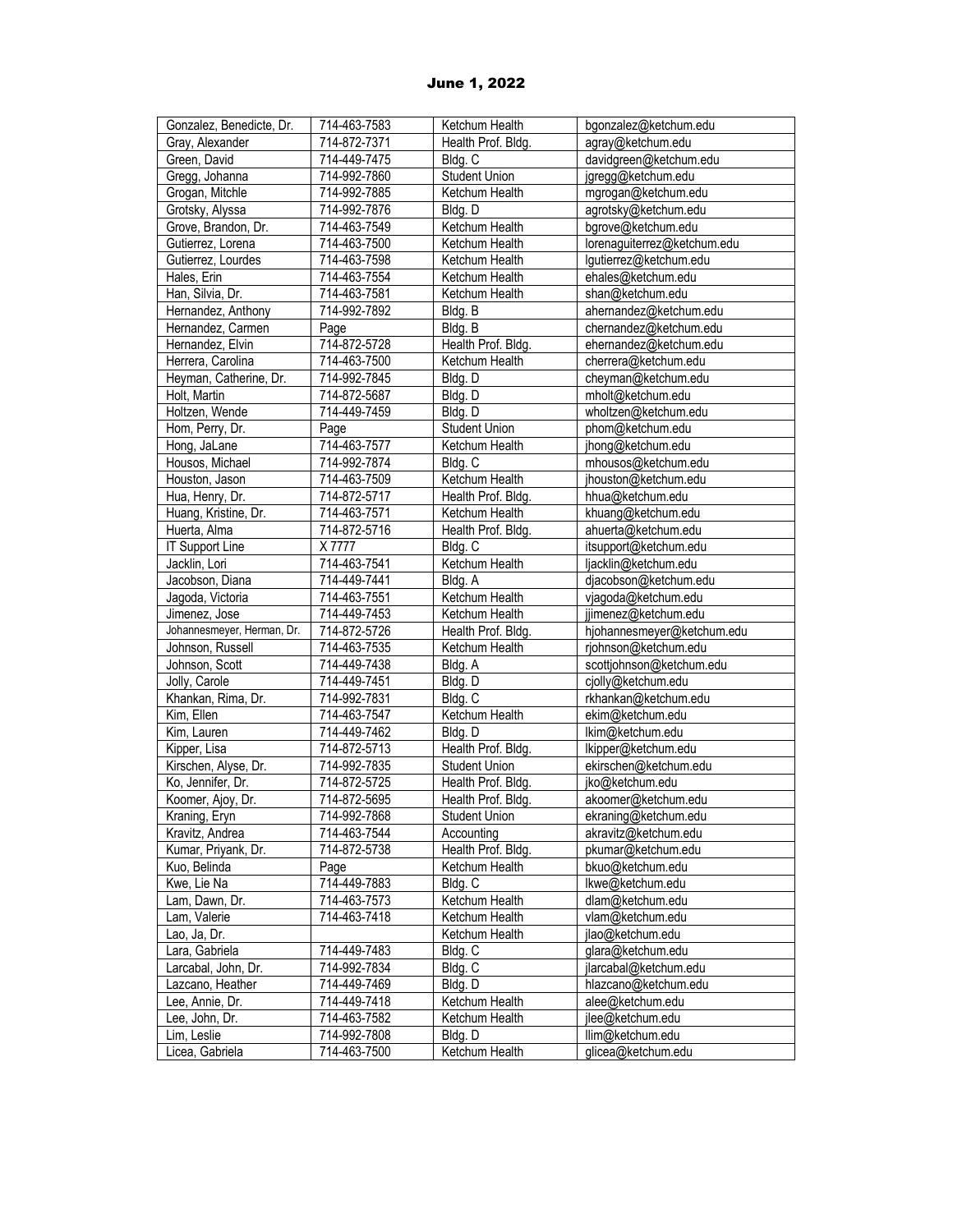June 1, 2022

| | | | |
|---|---|---|---|
| Gonzalez, Benedicte, Dr. | 714-463-7583 | Ketchum Health | bgonzalez@ketchum.edu |
| Gray, Alexander | 714-872-7371 | Health Prof. Bldg. | agray@ketchum.edu |
| Green, David | 714-449-7475 | Bldg. C | davidgreen@ketchum.edu |
| Gregg, Johanna | 714-992-7860 | Student Union | jgregg@ketchum.edu |
| Grogan, Mitchle | 714-992-7885 | Ketchum Health | mgrogan@ketchum.edu |
| Grotsky, Alyssa | 714-992-7876 | Bldg. D | agrotsky@ketchum.edu |
| Grove, Brandon, Dr. | 714-463-7549 | Ketchum Health | bgrove@ketchum.edu |
| Gutierrez, Lorena | 714-463-7500 | Ketchum Health | lorenaguiterrez@ketchum.edu |
| Gutierrez, Lourdes | 714-463-7598 | Ketchum Health | lgutierrez@ketchum.edu |
| Hales, Erin | 714-463-7554 | Ketchum Health | ehales@ketchum.edu |
| Han, Silvia, Dr. | 714-463-7581 | Ketchum Health | shan@ketchum.edu |
| Hernandez, Anthony | 714-992-7892 | Bldg. B | ahernandez@ketchum.edu |
| Hernandez, Carmen | Page | Bldg. B | chernandez@ketchum.edu |
| Hernandez, Elvin | 714-872-5728 | Health Prof. Bldg. | ehernandez@ketchum.edu |
| Herrera, Carolina | 714-463-7500 | Ketchum Health | cherrera@ketchum.edu |
| Heyman, Catherine, Dr. | 714-992-7845 | Bldg. D | cheyman@ketchum.edu |
| Holt, Martin | 714-872-5687 | Bldg. D | mholt@ketchum.edu |
| Holtzen, Wende | 714-449-7459 | Bldg. D | wholtzen@ketchum.edu |
| Hom, Perry, Dr. | Page | Student Union | phom@ketchum.edu |
| Hong, JaLane | 714-463-7577 | Ketchum Health | jhong@ketchum.edu |
| Housos, Michael | 714-992-7874 | Bldg. C | mhousos@ketchum.edu |
| Houston, Jason | 714-463-7509 | Ketchum Health | jhouston@ketchum.edu |
| Hua, Henry, Dr. | 714-872-5717 | Health Prof. Bldg. | hhua@ketchum.edu |
| Huang, Kristine, Dr. | 714-463-7571 | Ketchum Health | khuang@ketchum.edu |
| Huerta, Alma | 714-872-5716 | Health Prof. Bldg. | ahuerta@ketchum.edu |
| IT Support Line | X 7777 | Bldg. C | itsupport@ketchum.edu |
| Jacklin, Lori | 714-463-7541 | Ketchum Health | ljacklin@ketchum.edu |
| Jacobson, Diana | 714-449-7441 | Bldg. A | djacobson@ketchum.edu |
| Jagoda, Victoria | 714-463-7551 | Ketchum Health | vjagoda@ketchum.edu |
| Jimenez, Jose | 714-449-7453 | Ketchum Health | jjimenez@ketchum.edu |
| Johannesmeyer, Herman, Dr. | 714-872-5726 | Health Prof. Bldg. | hjohannesmeyer@ketchum.edu |
| Johnson, Russell | 714-463-7535 | Ketchum Health | rjohnson@ketchum.edu |
| Johnson, Scott | 714-449-7438 | Bldg. A | scottjohnson@ketchum.edu |
| Jolly, Carole | 714-449-7451 | Bldg. D | cjolly@ketchum.edu |
| Khankan, Rima, Dr. | 714-992-7831 | Bldg. C | rkhankan@ketchum.edu |
| Kim, Ellen | 714-463-7547 | Ketchum Health | ekim@ketchum.edu |
| Kim, Lauren | 714-449-7462 | Bldg. D | lkim@ketchum.edu |
| Kipper, Lisa | 714-872-5713 | Health Prof. Bldg. | lkipper@ketchum.edu |
| Kirschen, Alyse, Dr. | 714-992-7835 | Student Union | ekirschen@ketchum.edu |
| Ko, Jennifer, Dr. | 714-872-5725 | Health Prof. Bldg. | jko@ketchum.edu |
| Koomer, Ajoy, Dr. | 714-872-5695 | Health Prof. Bldg. | akoomer@ketchum.edu |
| Kraning, Eryn | 714-992-7868 | Student Union | ekraning@ketchum.edu |
| Kravitz, Andrea | 714-463-7544 | Accounting | akravitz@ketchum.edu |
| Kumar, Priyank, Dr. | 714-872-5738 | Health Prof. Bldg. | pkumar@ketchum.edu |
| Kuo, Belinda | Page | Ketchum Health | bkuo@ketchum.edu |
| Kwe, Lie Na | 714-449-7883 | Bldg. C | lkwe@ketchum.edu |
| Lam, Dawn, Dr. | 714-463-7573 | Ketchum Health | dlam@ketchum.edu |
| Lam, Valerie | 714-463-7418 | Ketchum Health | vlam@ketchum.edu |
| Lao, Ja, Dr. | | Ketchum Health | jlao@ketchum.edu |
| Lara, Gabriela | 714-449-7483 | Bldg. C | glara@ketchum.edu |
| Larcabal, John, Dr. | 714-992-7834 | Bldg. C | jlarcabal@ketchum.edu |
| Lazcano, Heather | 714-449-7469 | Bldg. D | hlazcano@ketchum.edu |
| Lee, Annie, Dr. | 714-449-7418 | Ketchum Health | alee@ketchum.edu |
| Lee, John, Dr. | 714-463-7582 | Ketchum Health | jlee@ketchum.edu |
| Lim, Leslie | 714-992-7808 | Bldg. D | llim@ketchum.edu |
| Licea, Gabriela | 714-463-7500 | Ketchum Health | glicea@ketchum.edu |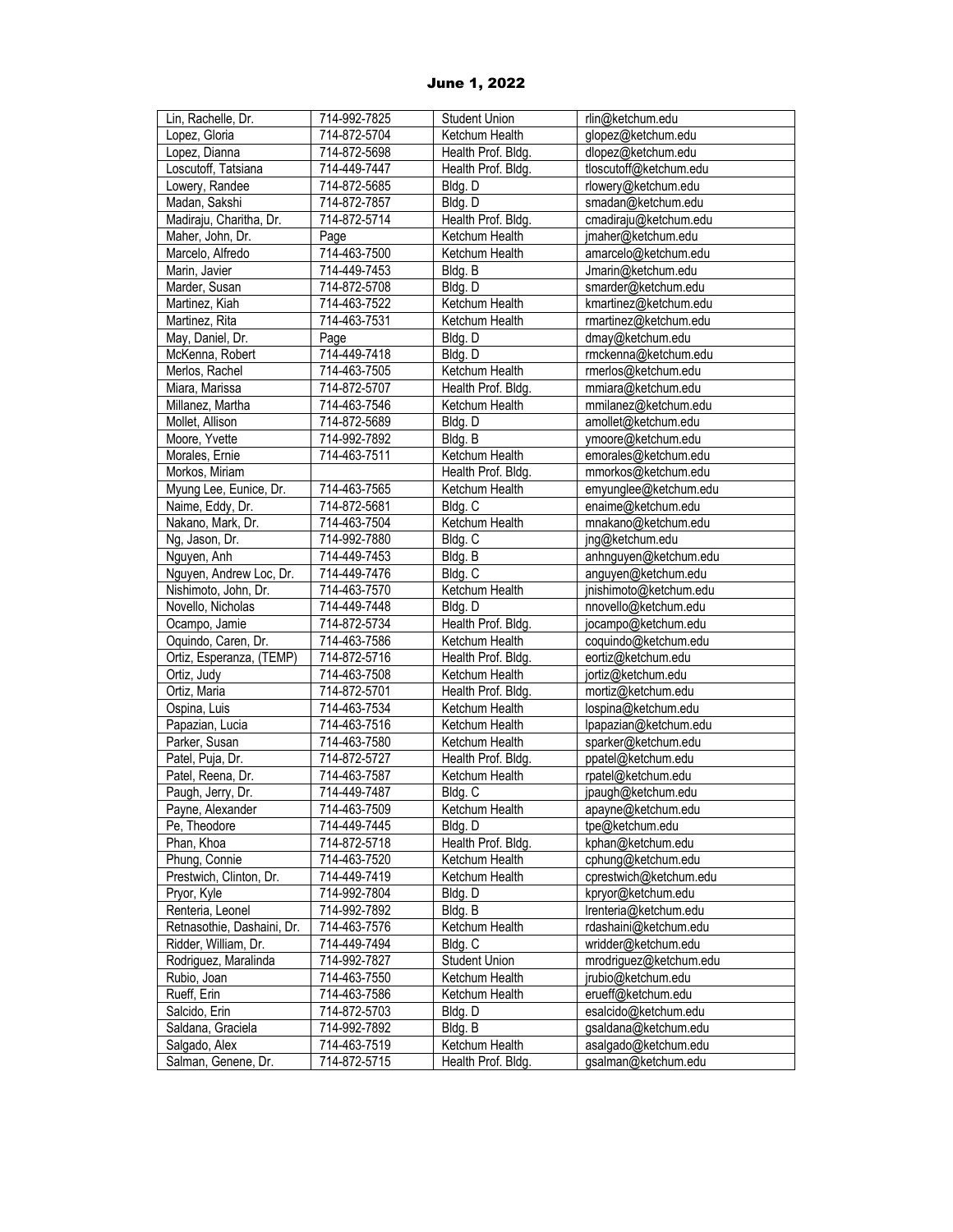June 1, 2022

| Lin, Rachelle, Dr. | 714-992-7825 | Student Union | rlin@ketchum.edu |
|---|---|---|---|
| Lopez, Gloria | 714-872-5704 | Ketchum Health | glopez@ketchum.edu |
| Lopez, Dianna | 714-872-5698 | Health Prof. Bldg. | dlopez@ketchum.edu |
| Loscutoff, Tatsiana | 714-449-7447 | Health Prof. Bldg. | tloscutoff@ketchum.edu |
| Lowery, Randee | 714-872-5685 | Bldg. D | rlowery@ketchum.edu |
| Madan, Sakshi | 714-872-7857 | Bldg. D | smadan@ketchum.edu |
| Madiraju, Charitha, Dr. | 714-872-5714 | Health Prof. Bldg. | cmadiraju@ketchum.edu |
| Maher, John, Dr. | Page | Ketchum Health | jmaher@ketchum.edu |
| Marcelo, Alfredo | 714-463-7500 | Ketchum Health | amarcelo@ketchum.edu |
| Marin, Javier | 714-449-7453 | Bldg. B | Jmarin@ketchum.edu |
| Marder, Susan | 714-872-5708 | Bldg. D | smarder@ketchum.edu |
| Martinez, Kiah | 714-463-7522 | Ketchum Health | kmartinez@ketchum.edu |
| Martinez, Rita | 714-463-7531 | Ketchum Health | rmartinez@ketchum.edu |
| May, Daniel, Dr. | Page | Bldg. D | dmay@ketchum.edu |
| McKenna, Robert | 714-449-7418 | Bldg. D | rmckenna@ketchum.edu |
| Merlos, Rachel | 714-463-7505 | Ketchum Health | rmerlos@ketchum.edu |
| Miara, Marissa | 714-872-5707 | Health Prof. Bldg. | mmiara@ketchum.edu |
| Millanez, Martha | 714-463-7546 | Ketchum Health | mmilanez@ketchum.edu |
| Mollet, Allison | 714-872-5689 | Bldg. D | amollet@ketchum.edu |
| Moore, Yvette | 714-992-7892 | Bldg. B | ymoore@ketchum.edu |
| Morales, Ernie | 714-463-7511 | Ketchum Health | emorales@ketchum.edu |
| Morkos, Miriam | | Health Prof. Bldg. | mmorkos@ketchum.edu |
| Myung Lee, Eunice, Dr. | 714-463-7565 | Ketchum Health | emyunglee@ketchum.edu |
| Naime, Eddy, Dr. | 714-872-5681 | Bldg. C | enaime@ketchum.edu |
| Nakano, Mark, Dr. | 714-463-7504 | Ketchum Health | mnakano@ketchum.edu |
| Ng, Jason, Dr. | 714-992-7880 | Bldg. C | jng@ketchum.edu |
| Nguyen, Anh | 714-449-7453 | Bldg. B | anhnguyen@ketchum.edu |
| Nguyen, Andrew Loc, Dr. | 714-449-7476 | Bldg. C | anguyen@ketchum.edu |
| Nishimoto, John, Dr. | 714-463-7570 | Ketchum Health | jnishimoto@ketchum.edu |
| Novello, Nicholas | 714-449-7448 | Bldg. D | nnovello@ketchum.edu |
| Ocampo, Jamie | 714-872-5734 | Health Prof. Bldg. | jocampo@ketchum.edu |
| Oquindo, Caren, Dr. | 714-463-7586 | Ketchum Health | coquindo@ketchum.edu |
| Ortiz, Esperanza, (TEMP) | 714-872-5716 | Health Prof. Bldg. | eortiz@ketchum.edu |
| Ortiz, Judy | 714-463-7508 | Ketchum Health | jortiz@ketchum.edu |
| Ortiz, Maria | 714-872-5701 | Health Prof. Bldg. | mortiz@ketchum.edu |
| Ospina, Luis | 714-463-7534 | Ketchum Health | lospina@ketchum.edu |
| Papazian, Lucia | 714-463-7516 | Ketchum Health | lpapazian@ketchum.edu |
| Parker, Susan | 714-463-7580 | Ketchum Health | sparker@ketchum.edu |
| Patel, Puja, Dr. | 714-872-5727 | Health Prof. Bldg. | ppatel@ketchum.edu |
| Patel, Reena, Dr. | 714-463-7587 | Ketchum Health | rpatel@ketchum.edu |
| Paugh, Jerry, Dr. | 714-449-7487 | Bldg. C | jpaugh@ketchum.edu |
| Payne, Alexander | 714-463-7509 | Ketchum Health | apayne@ketchum.edu |
| Pe, Theodore | 714-449-7445 | Bldg. D | tpe@ketchum.edu |
| Phan, Khoa | 714-872-5718 | Health Prof. Bldg. | kphan@ketchum.edu |
| Phung, Connie | 714-463-7520 | Ketchum Health | cphung@ketchum.edu |
| Prestwich, Clinton, Dr. | 714-449-7419 | Ketchum Health | cprestwich@ketchum.edu |
| Pryor, Kyle | 714-992-7804 | Bldg. D | kpryor@ketchum.edu |
| Renteria, Leonel | 714-992-7892 | Bldg. B | lrenteria@ketchum.edu |
| Retnasothie, Dashaini, Dr. | 714-463-7576 | Ketchum Health | rdashaini@ketchum.edu |
| Ridder, William, Dr. | 714-449-7494 | Bldg. C | wridder@ketchum.edu |
| Rodriguez, Maralinda | 714-992-7827 | Student Union | mrodriguez@ketchum.edu |
| Rubio, Joan | 714-463-7550 | Ketchum Health | jrubio@ketchum.edu |
| Rueff, Erin | 714-463-7586 | Ketchum Health | erueff@ketchum.edu |
| Salcido, Erin | 714-872-5703 | Bldg. D | esalcido@ketchum.edu |
| Saldana, Graciela | 714-992-7892 | Bldg. B | gsaldana@ketchum.edu |
| Salgado, Alex | 714-463-7519 | Ketchum Health | asalgado@ketchum.edu |
| Salman, Genene, Dr. | 714-872-5715 | Health Prof. Bldg. | gsalman@ketchum.edu |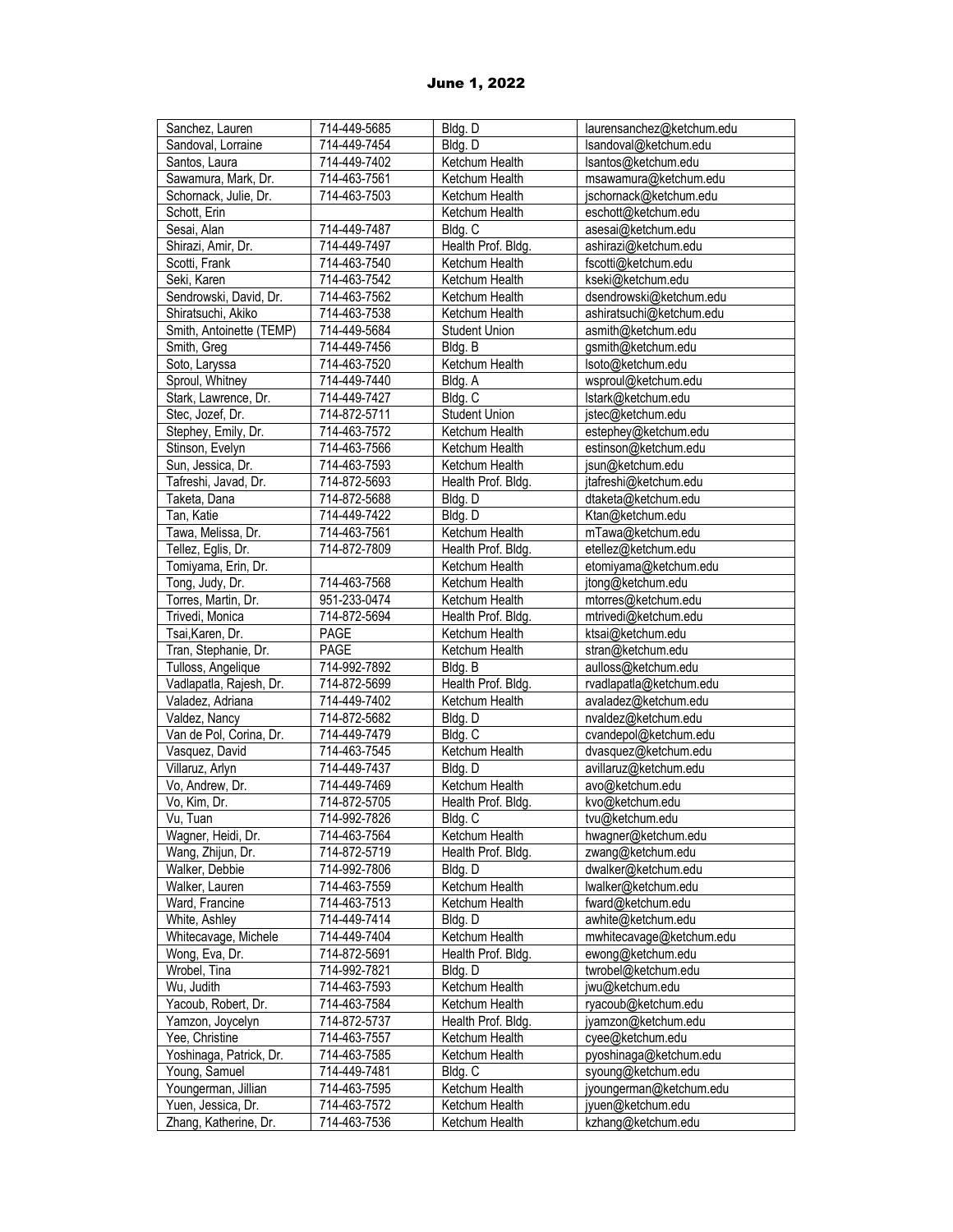| | | | |
|---|---|---|---|
| Sanchez, Lauren | 714-449-5685 | Bldg. D | laurensanchez@ketchum.edu |
| Sandoval, Lorraine | 714-449-7454 | Bldg. D | lsandoval@ketchum.edu |
| Santos, Laura | 714-449-7402 | Ketchum Health | lsantos@ketchum.edu |
| Sawamura, Mark, Dr. | 714-463-7561 | Ketchum Health | msawamura@ketchum.edu |
| Schornack, Julie, Dr. | 714-463-7503 | Ketchum Health | jschornack@ketchum.edu |
| Schott, Erin | | Ketchum Health | eschott@ketchum.edu |
| Sesai, Alan | 714-449-7487 | Bldg. C | asesai@ketchum.edu |
| Shirazi, Amir, Dr. | 714-449-7497 | Health Prof. Bldg. | ashirazi@ketchum.edu |
| Scotti, Frank | 714-463-7540 | Ketchum Health | fscotti@ketchum.edu |
| Seki, Karen | 714-463-7542 | Ketchum Health | kseki@ketchum.edu |
| Sendrowski, David, Dr. | 714-463-7562 | Ketchum Health | dsendrowski@ketchum.edu |
| Shiratsuchi, Akiko | 714-463-7538 | Ketchum Health | ashiratsuchi@ketchum.edu |
| Smith, Antoinette (TEMP) | 714-449-5684 | Student Union | asmith@ketchum.edu |
| Smith, Greg | 714-449-7456 | Bldg. B | gsmith@ketchum.edu |
| Soto, Laryssa | 714-463-7520 | Ketchum Health | lsoto@ketchum.edu |
| Sproul, Whitney | 714-449-7440 | Bldg. A | wsproul@ketchum.edu |
| Stark, Lawrence, Dr. | 714-449-7427 | Bldg. C | lstark@ketchum.edu |
| Stec, Jozef, Dr. | 714-872-5711 | Student Union | jstec@ketchum.edu |
| Stephey, Emily, Dr. | 714-463-7572 | Ketchum Health | estephey@ketchum.edu |
| Stinson, Evelyn | 714-463-7566 | Ketchum Health | estinson@ketchum.edu |
| Sun, Jessica, Dr. | 714-463-7593 | Ketchum Health | jsun@ketchum.edu |
| Tafreshi, Javad, Dr. | 714-872-5693 | Health Prof. Bldg. | jtafreshi@ketchum.edu |
| Taketa, Dana | 714-872-5688 | Bldg. D | dtaketa@ketchum.edu |
| Tan, Katie | 714-449-7422 | Bldg. D | Ktan@ketchum.edu |
| Tawa, Melissa, Dr. | 714-463-7561 | Ketchum Health | mTawa@ketchum.edu |
| Tellez, Eglis, Dr. | 714-872-7809 | Health Prof. Bldg. | etellez@ketchum.edu |
| Tomiyama, Erin, Dr. | | Ketchum Health | etomiyama@ketchum.edu |
| Tong, Judy, Dr. | 714-463-7568 | Ketchum Health | jtong@ketchum.edu |
| Torres, Martin, Dr. | 951-233-0474 | Ketchum Health | mtorres@ketchum.edu |
| Trivedi, Monica | 714-872-5694 | Health Prof. Bldg. | mtrivedi@ketchum.edu |
| Tsai,Karen, Dr. | PAGE | Ketchum Health | ktsai@ketchum.edu |
| Tran, Stephanie, Dr. | PAGE | Ketchum Health | stran@ketchum.edu |
| Tulloss, Angelique | 714-992-7892 | Bldg. B | aulloss@ketchum.edu |
| Vadlapatla, Rajesh, Dr. | 714-872-5699 | Health Prof. Bldg. | rvadlapatla@ketchum.edu |
| Valadez, Adriana | 714-449-7402 | Ketchum Health | avaladez@ketchum.edu |
| Valdez, Nancy | 714-872-5682 | Bldg. D | nvaldez@ketchum.edu |
| Van de Pol, Corina, Dr. | 714-449-7479 | Bldg. C | cvandepol@ketchum.edu |
| Vasquez, David | 714-463-7545 | Ketchum Health | dvasquez@ketchum.edu |
| Villaruz, Arlyn | 714-449-7437 | Bldg. D | avillaruz@ketchum.edu |
| Vo, Andrew, Dr. | 714-449-7469 | Ketchum Health | avo@ketchum.edu |
| Vo, Kim, Dr. | 714-872-5705 | Health Prof. Bldg. | kvo@ketchum.edu |
| Vu, Tuan | 714-992-7826 | Bldg. C | tvu@ketchum.edu |
| Wagner, Heidi, Dr. | 714-463-7564 | Ketchum Health | hwagner@ketchum.edu |
| Wang, Zhijun, Dr. | 714-872-5719 | Health Prof. Bldg. | zwang@ketchum.edu |
| Walker, Debbie | 714-992-7806 | Bldg. D | dwalker@ketchum.edu |
| Walker, Lauren | 714-463-7559 | Ketchum Health | lwalker@ketchum.edu |
| Ward, Francine | 714-463-7513 | Ketchum Health | fward@ketchum.edu |
| White, Ashley | 714-449-7414 | Bldg. D | awhite@ketchum.edu |
| Whitecavage, Michele | 714-449-7404 | Ketchum Health | mwhitecavage@ketchum.edu |
| Wong, Eva, Dr. | 714-872-5691 | Health Prof. Bldg. | ewong@ketchum.edu |
| Wrobel, Tina | 714-992-7821 | Bldg. D | twrobel@ketchum.edu |
| Wu, Judith | 714-463-7593 | Ketchum Health | jwu@ketchum.edu |
| Yacoub, Robert, Dr. | 714-463-7584 | Ketchum Health | ryacoub@ketchum.edu |
| Yamzon, Joycelyn | 714-872-5737 | Health Prof. Bldg. | jyamzon@ketchum.edu |
| Yee, Christine | 714-463-7557 | Ketchum Health | cyee@ketchum.edu |
| Yoshinaga, Patrick, Dr. | 714-463-7585 | Ketchum Health | pyoshinaga@ketchum.edu |
| Young, Samuel | 714-449-7481 | Bldg. C | syoung@ketchum.edu |
| Youngerman, Jillian | 714-463-7595 | Ketchum Health | jyoungerman@ketchum.edu |
| Yuen, Jessica, Dr. | 714-463-7572 | Ketchum Health | jyuen@ketchum.edu |
| Zhang, Katherine, Dr. | 714-463-7536 | Ketchum Health | kzhang@ketchum.edu |